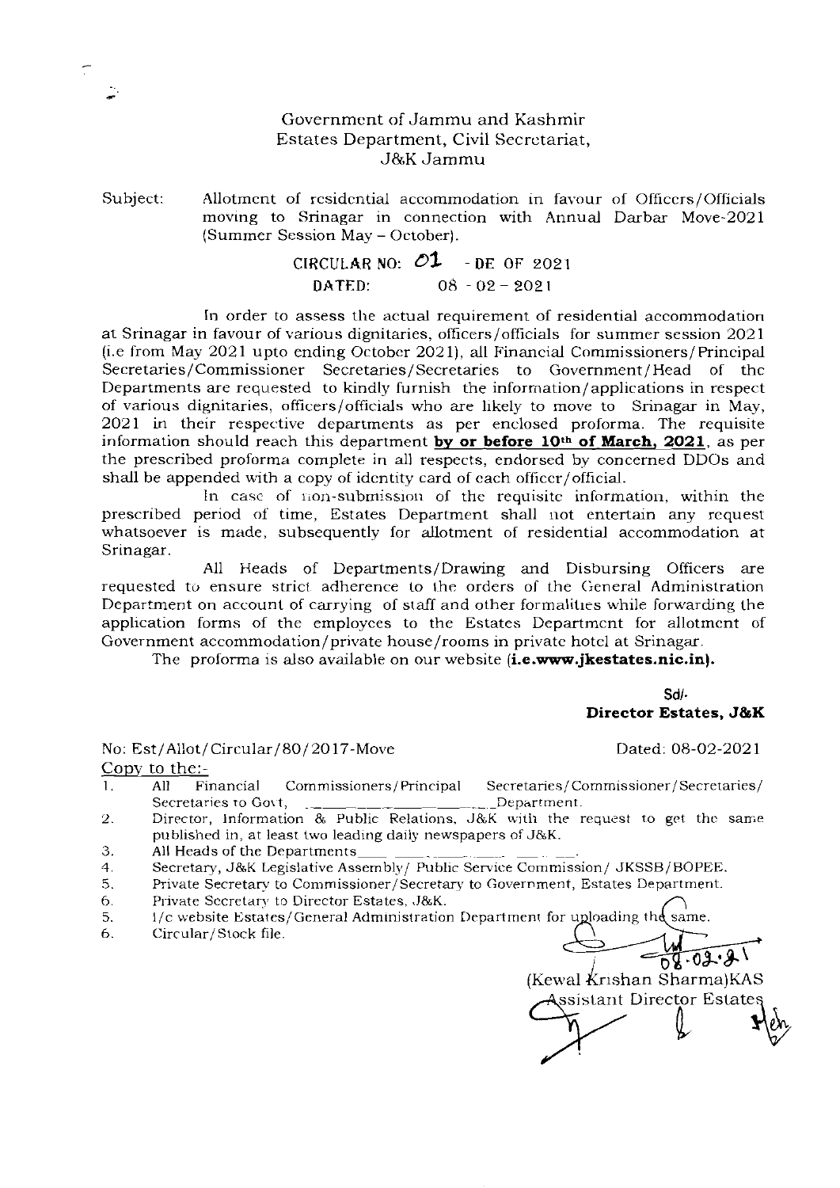Government of Jammu and Kashmir
Estates Department, Civil Secretariat,
J&K Jammu

Subject: Allotment of residential accommodation in favour of Officers/Officials moving to Srinagar in connection with Annual Darbar Move-2021 (Summer Session May – October).

**CIRCULAR NO: 01 - DE OF 2021**
**DATED: 08 - 02 - 2021**

In order to assess the actual requirement of residential accommodation at Srinagar in favour of various dignitaries, officers/officials for summer session 2021 (i.e from May 2021 upto ending October 2021), all Financial Commissioners/Principal Secretaries/Commissioner Secretaries/Secretaries to Government/Head of the Departments are requested to kindly furnish the information/applications in respect of various dignitaries, officers/officials who are likely to move to Srinagar in May, 2021 in their respective departments as per enclosed proforma. The requisite information should reach this department **by or before 10th of March, 2021**, as per the prescribed proforma complete in all respects, endorsed by concerned DDOs and shall be appended with a copy of identity card of each officer/official.

In case of non-submission of the requisite information, within the prescribed period of time, Estates Department shall not entertain any request whatsoever is made, subsequently for allotment of residential accommodation at Srinagar.

All Heads of Departments/Drawing and Disbursing Officers are requested to ensure strict adherence to the orders of the General Administration Department on account of carrying of staff and other formalities while forwarding the application forms of the employees to the Estates Department for allotment of Government accommodation/private house/rooms in private hotel at Srinagar.

The proforma is also available on our website (**i.e.www.jkestates.nic.in**).

Sd/-
**Director Estates, J&K**

No: Est/Allot/Circular/80/2017-Move                Dated: 08-02-2021

Copy to the:-

1. All Financial Commissioners/Principal Secretaries/Commissioner/Secretaries/ Secretaries to Govt, ____________________Department.
2. Director, Information & Public Relations, J&K with the request to get the same published in, at least two leading daily newspapers of J&K.
3. All Heads of the Departments____________________.
4. Secretary, J&K Legislative Assembly/ Public Service Commission/ JKSSB/BOPEE.
5. Private Secretary to Commissioner/Secretary to Government, Estates Department.
6. Private Secretary to Director Estates, J&K.
5. I/c website Estates/General Administration Department for uploading the same.
6. Circular/Stock file.

08.02.21
(Kewal Krishan Sharma)KAS
Assistant Director Estates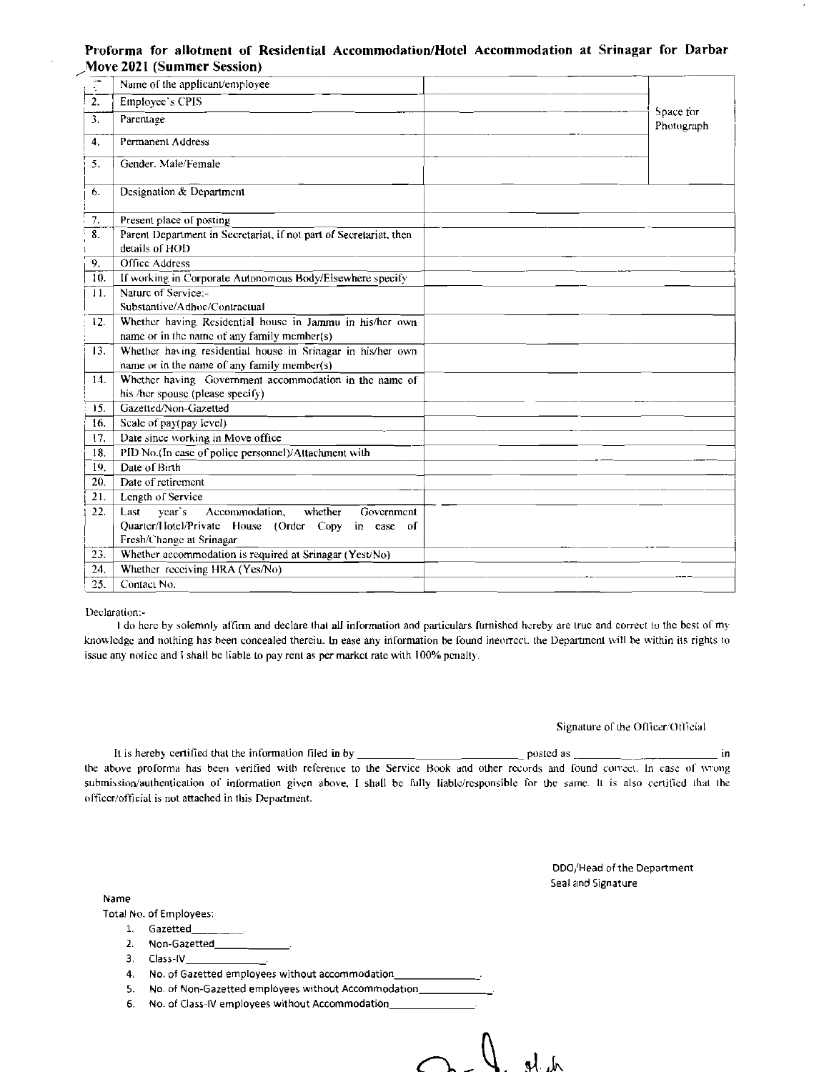**Proforma for allotment of Residential Accommodation/Hotel Accommodation at Srinagar for Darbar Move 2021 (Summer Session)**

| | | | |
|---|---|---|---|
| 1. | Name of the applicant/employee | | Space for Photograph |
| 2. | Employee's CPIS | | |
| 3. | Parentage | | |
| 4. | Permanent Address | | |
| 5. | Gender. Male/Female | | |
| 6. | Designation & Department | | |
| 7. | Present place of posting | | |
| 8. | Parent Department in Secretariat, if not part of Secretariat, then details of HOD | | |
| 9. | Office Address | | |
| 10. | If working in Corporate Autonomous Body/Elsewhere specify | | |
| 11. | Nature of Service:- Substantive/Adhoc/Contractual | | |
| 12. | Whether having Residential house in Jammu in his/her own name or in the name of any family member(s) | | |
| 13. | Whether having residential house in Srinagar in his/her own name or in the name of any family member(s) | | |
| 14. | Whether having Government accommodation in the name of his /her spouse (please specify) | | |
| 15. | Gazetted/Non-Gazetted | | |
| 16. | Scale of pay(pay level) | | |
| 17. | Date since working in Move office | | |
| 18. | PID No.(In case of police personnel)/Attachment with | | |
| 19. | Date of Birth | | |
| 20. | Date of retirement | | |
| 21. | Length of Service | | |
| 22. | Last year's Accommodation, whether Government Quarter/Hotel/Private House (Order Copy in case of Fresh/Change at Srinagar | | |
| 23. | Whether accommodation is required at Srinagar (Yes/No) | | |
| 24. | Whether receiving HRA (Yes/No) | | |
| 25. | Contact No. | | |

Declaration:-

I do here by solemnly affirm and declare that all information and particulars furnished hereby are true and correct to the best of my knowledge and nothing has been concealed therein. In case any information be found incorrect, the Department will be within its rights to issue any notice and I shall be liable to pay rent as per market rate with 100% penalty.

Signature of the Officer/Official

It is hereby certified that the information filed in by ______________________ posted as ____________________ in the above proforma has been verified with reference to the Service Book and other records and found correct. In case of wrong submission/authentication of information given above, I shall be fully liable/responsible for the same. It is also certified that the officer/official is not attached in this Department.

DDO/Head of the Department
Seal and Signature

Name

Total No. of Employees:

1. Gazetted________.
2. Non-Gazetted____________.
3. Class-IV_____________.
4. No. of Gazetted employees without accommodation_____________.
5. No. of Non-Gazetted employees without Accommodation___________.
6. No. of Class-IV employees without Accommodation_____________.